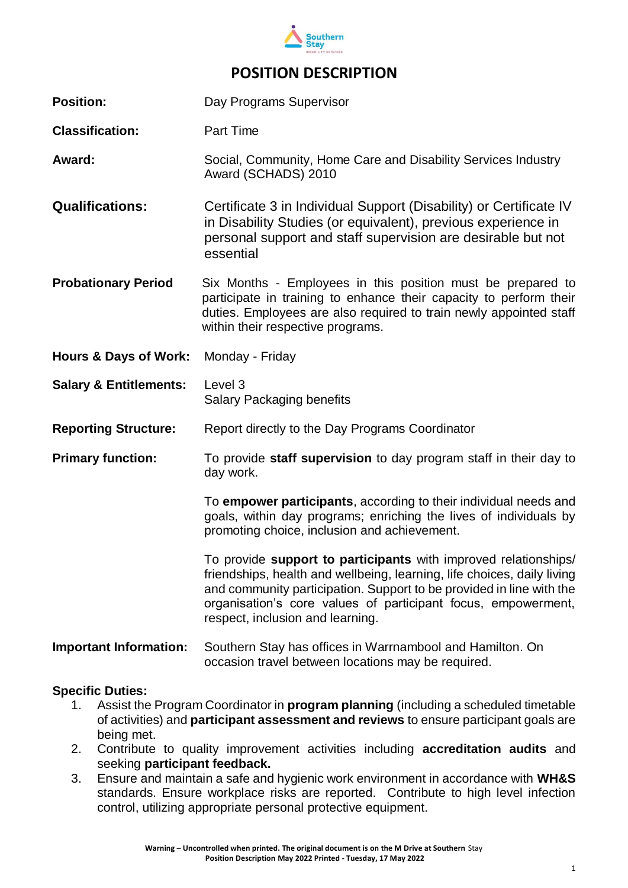# POSITION DESCRIPTION

**Position:** Day Programs Supervisor

**Classification:** Part Time

**Award:** Social, Community, Home Care and Disability Services Industry Award (SCHADS) 2010

**Qualifications:** Certificate 3 in Individual Support (Disability) or Certificate IV in Disability Studies (or equivalent), previous experience in personal support and staff supervision are desirable but not essential

**Probationary Period** Six Months - Employees in this position must be prepared to participate in training to enhance their capacity to perform their duties. Employees are also required to train newly appointed staff within their respective programs.

**Hours & Days of Work:** Monday - Friday

**Salary & Entitlements:** Level 3
Salary Packaging benefits

**Reporting Structure:** Report directly to the Day Programs Coordinator

**Primary function:** To provide **staff supervision** to day program staff in their day to day work.

To **empower participants**, according to their individual needs and goals, within day programs; enriching the lives of individuals by promoting choice, inclusion and achievement.

To provide **support to participants** with improved relationships/ friendships, health and wellbeing, learning, life choices, daily living and community participation. Support to be provided in line with the organisation's core values of participant focus, empowerment, respect, inclusion and learning.

**Important Information:** Southern Stay has offices in Warrnambool and Hamilton. On occasion travel between locations may be required.

**Specific Duties:**

1. Assist the Program Coordinator in **program planning** (including a scheduled timetable of activities) and **participant assessment and reviews** to ensure participant goals are being met.
2. Contribute to quality improvement activities including **accreditation audits** and seeking **participant feedback.**
3. Ensure and maintain a safe and hygienic work environment in accordance with **WH&S** standards. Ensure workplace risks are reported. Contribute to high level infection control, utilizing appropriate personal protective equipment.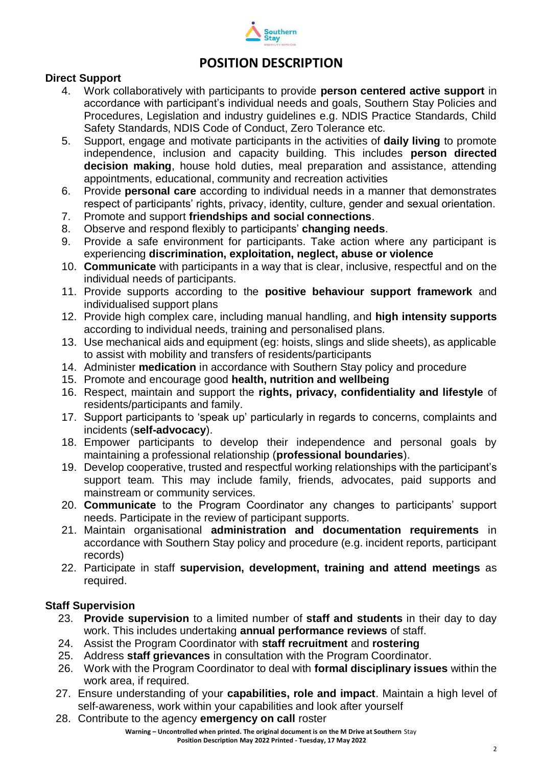# POSITION DESCRIPTION

**Direct Support**

4. Work collaboratively with participants to provide **person centered active support** in accordance with participant's individual needs and goals, Southern Stay Policies and Procedures, Legislation and industry guidelines e.g. NDIS Practice Standards, Child Safety Standards, NDIS Code of Conduct, Zero Tolerance etc.
5. Support, engage and motivate participants in the activities of **daily living** to promote independence, inclusion and capacity building. This includes **person directed decision making**, house hold duties, meal preparation and assistance, attending appointments, educational, community and recreation activities
6. Provide **personal care** according to individual needs in a manner that demonstrates respect of participants' rights, privacy, identity, culture, gender and sexual orientation.
7. Promote and support **friendships and social connections**.
8. Observe and respond flexibly to participants' **changing needs**.
9. Provide a safe environment for participants. Take action where any participant is experiencing **discrimination, exploitation, neglect, abuse or violence**
10. **Communicate** with participants in a way that is clear, inclusive, respectful and on the individual needs of participants.
11. Provide supports according to the **positive behaviour support framework** and individualised support plans
12. Provide high complex care, including manual handling, and **high intensity supports** according to individual needs, training and personalised plans.
13. Use mechanical aids and equipment (eg: hoists, slings and slide sheets), as applicable to assist with mobility and transfers of residents/participants
14. Administer **medication** in accordance with Southern Stay policy and procedure
15. Promote and encourage good **health, nutrition and wellbeing**
16. Respect, maintain and support the **rights, privacy, confidentiality and lifestyle** of residents/participants and family.
17. Support participants to 'speak up' particularly in regards to concerns, complaints and incidents (**self-advocacy**).
18. Empower participants to develop their independence and personal goals by maintaining a professional relationship (**professional boundaries**).
19. Develop cooperative, trusted and respectful working relationships with the participant's support team. This may include family, friends, advocates, paid supports and mainstream or community services.
20. **Communicate** to the Program Coordinator any changes to participants' support needs. Participate in the review of participant supports.
21. Maintain organisational **administration and documentation requirements** in accordance with Southern Stay policy and procedure (e.g. incident reports, participant records)
22. Participate in staff **supervision, development, training and attend meetings** as required.

**Staff Supervision**

23. **Provide supervision** to a limited number of **staff and students** in their day to day work. This includes undertaking **annual performance reviews** of staff.
24. Assist the Program Coordinator with **staff recruitment** and **rostering**
25. Address **staff grievances** in consultation with the Program Coordinator.
26. Work with the Program Coordinator to deal with **formal disciplinary issues** within the work area, if required.
27. Ensure understanding of your **capabilities, role and impact**. Maintain a high level of self-awareness, work within your capabilities and look after yourself
28. Contribute to the agency **emergency on call** roster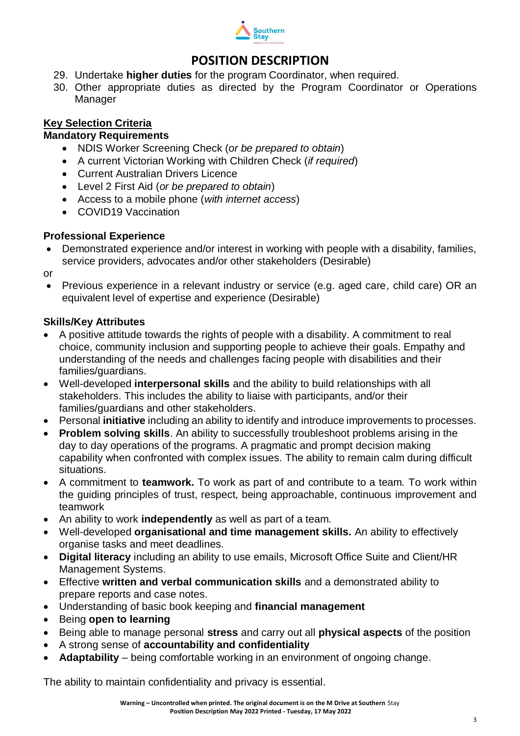29. Undertake **higher duties** for the program Coordinator, when required.
30. Other appropriate duties as directed by the Program Coordinator or Operations Manager

## Key Selection Criteria

### Mandatory Requirements

- NDIS Worker Screening Check (*or be prepared to obtain*)
- A current Victorian Working with Children Check (*if required*)
- Current Australian Drivers Licence
- Level 2 First Aid (*or be prepared to obtain*)
- Access to a mobile phone (*with internet access*)
- COVID19 Vaccination

### Professional Experience

- Demonstrated experience and/or interest in working with people with a disability, families, service providers, advocates and/or other stakeholders (Desirable)

or

- Previous experience in a relevant industry or service (e.g. aged care, child care) OR an equivalent level of expertise and experience (Desirable)

### Skills/Key Attributes

- A positive attitude towards the rights of people with a disability. A commitment to real choice, community inclusion and supporting people to achieve their goals. Empathy and understanding of the needs and challenges facing people with disabilities and their families/guardians.
- Well-developed **interpersonal skills** and the ability to build relationships with all stakeholders. This includes the ability to liaise with participants, and/or their families/guardians and other stakeholders.
- Personal **initiative** including an ability to identify and introduce improvements to processes.
- **Problem solving skills**. An ability to successfully troubleshoot problems arising in the day to day operations of the programs. A pragmatic and prompt decision making capability when confronted with complex issues. The ability to remain calm during difficult situations.
- A commitment to **teamwork.** To work as part of and contribute to a team. To work within the guiding principles of trust, respect, being approachable, continuous improvement and teamwork
- An ability to work **independently** as well as part of a team.
- Well-developed **organisational and time management skills.** An ability to effectively organise tasks and meet deadlines.
- **Digital literacy** including an ability to use emails, Microsoft Office Suite and Client/HR Management Systems.
- Effective **written and verbal communication skills** and a demonstrated ability to prepare reports and case notes.
- Understanding of basic book keeping and **financial management**
- Being **open to learning**
- Being able to manage personal **stress** and carry out all **physical aspects** of the position
- A strong sense of **accountability and confidentiality**
- **Adaptability** – being comfortable working in an environment of ongoing change.

The ability to maintain confidentiality and privacy is essential.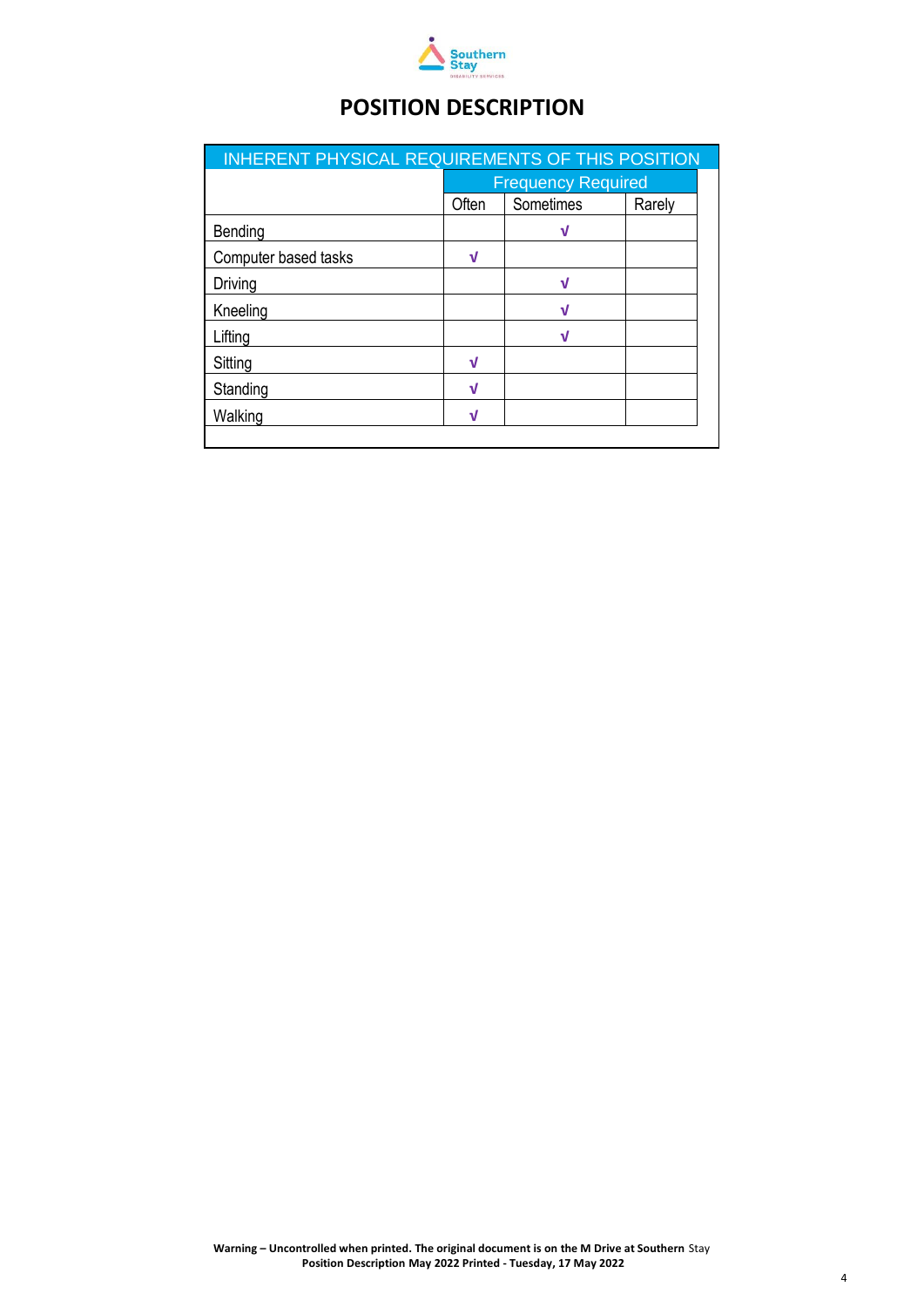# POSITION DESCRIPTION

| INHERENT PHYSICAL REQUIREMENTS OF THIS POSITION | Frequency Required | | |
|---|---|---|---|
| | Often | Sometimes | Rarely |
| Bending | | √ | |
| Computer based tasks | √ | | |
| Driving | | √ | |
| Kneeling | | √ | |
| Lifting | | √ | |
| Sitting | √ | | |
| Standing | √ | | |
| Walking | √ | | |

**Warning – Uncontrolled when printed. The original document is on the M Drive at Southern** Stay
**Position Description May 2022 Printed - Tuesday, 17 May 2022**